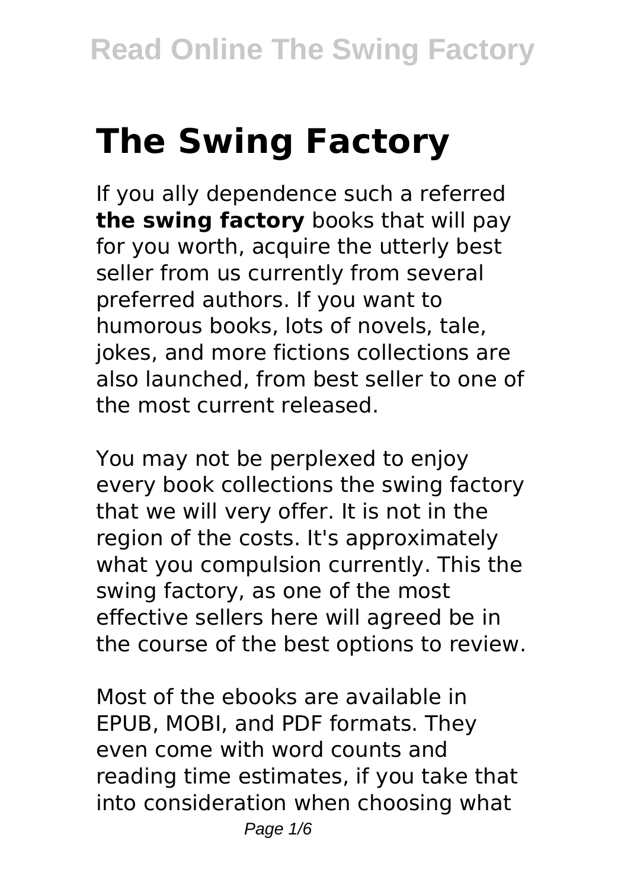# The Swing Factory

If you ally dependence such a referred **the swing factory** books that will pay for you worth, acquire the utterly best seller from us currently from several preferred authors. If you want to humorous books, lots of novels, tale, jokes, and more fictions collections are also launched, from best seller to one of the most current released.

You may not be perplexed to enjoy every book collections the swing factory that we will very offer. It is not in the region of the costs. It's approximately what you compulsion currently. This the swing factory, as one of the most effective sellers here will agreed be in the course of the best options to review.

Most of the ebooks are available in EPUB, MOBI, and PDF formats. They even come with word counts and reading time estimates, if you take that into consideration when choosing what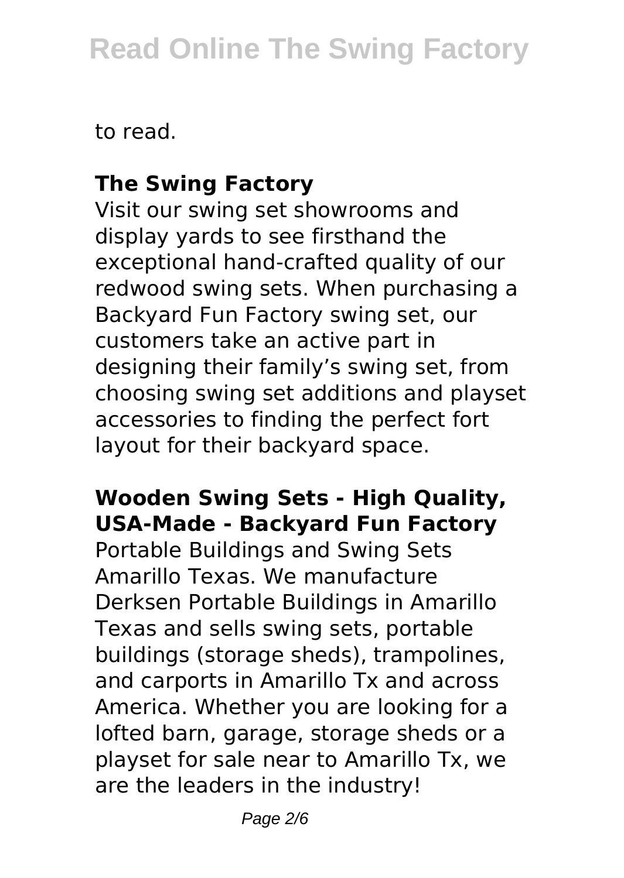to read.

### The Swing Factory

Visit our swing set showrooms and display yards to see firsthand the exceptional hand-crafted quality of our redwood swing sets. When purchasing a Backyard Fun Factory swing set, our customers take an active part in designing their family’s swing set, from choosing swing set additions and playset accessories to finding the perfect fort layout for their backyard space.

### Wooden Swing Sets - High Quality, USA-Made - Backyard Fun Factory

Portable Buildings and Swing Sets Amarillo Texas. We manufacture Derksen Portable Buildings in Amarillo Texas and sells swing sets, portable buildings (storage sheds), trampolines, and carports in Amarillo Tx and across America. Whether you are looking for a lofted barn, garage, storage sheds or a playset for sale near to Amarillo Tx, we are the leaders in the industry!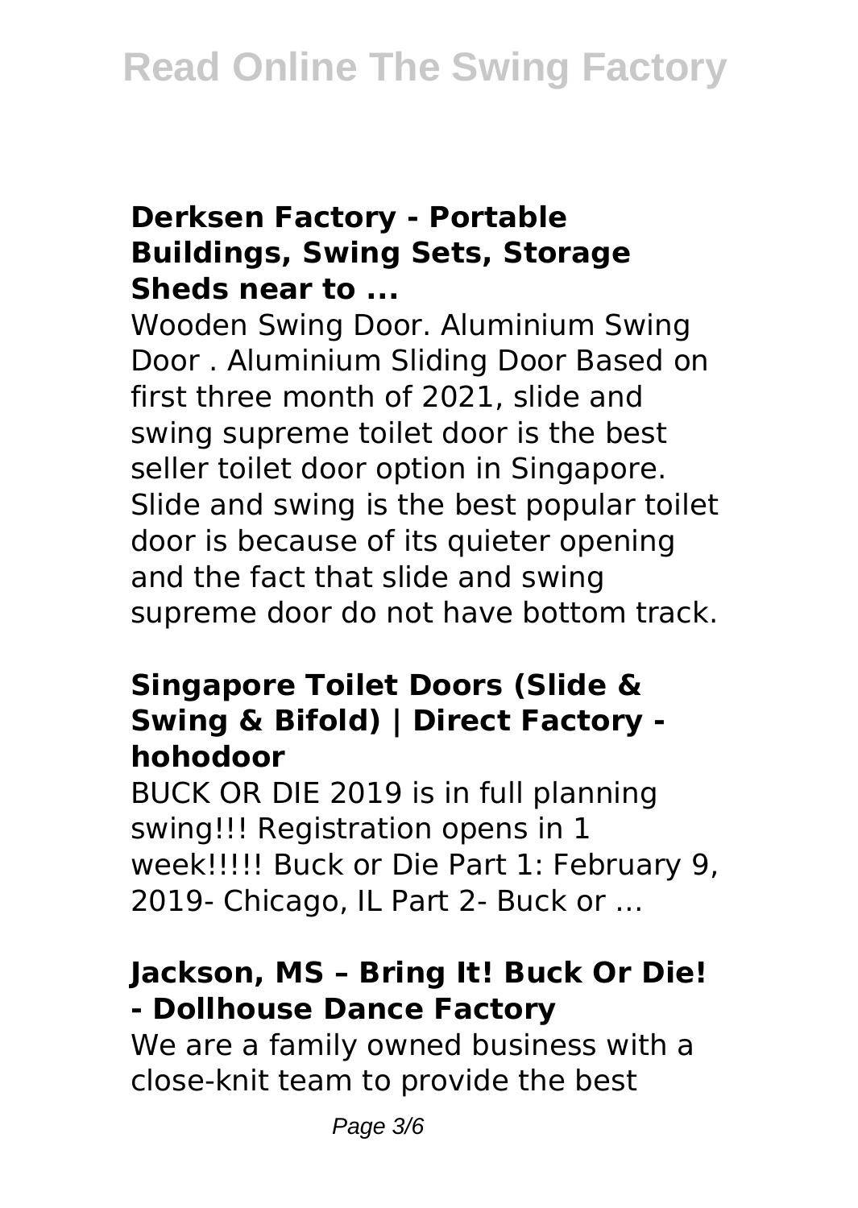### Derksen Factory - Portable Buildings, Swing Sets, Storage Sheds near to ...

Wooden Swing Door. Aluminium Swing Door . Aluminium Sliding Door Based on first three month of 2021, slide and swing supreme toilet door is the best seller toilet door option in Singapore. Slide and swing is the best popular toilet door is because of its quieter opening and the fact that slide and swing supreme door do not have bottom track.

### Singapore Toilet Doors (Slide & Swing & Bifold) | Direct Factory - hohodoor

BUCK OR DIE 2019 is in full planning swing!!! Registration opens in 1 week!!!!! Buck or Die Part 1: February 9, 2019- Chicago, IL Part 2- Buck or ...

### Jackson, MS – Bring It! Buck Or Die! - Dollhouse Dance Factory

We are a family owned business with a close-knit team to provide the best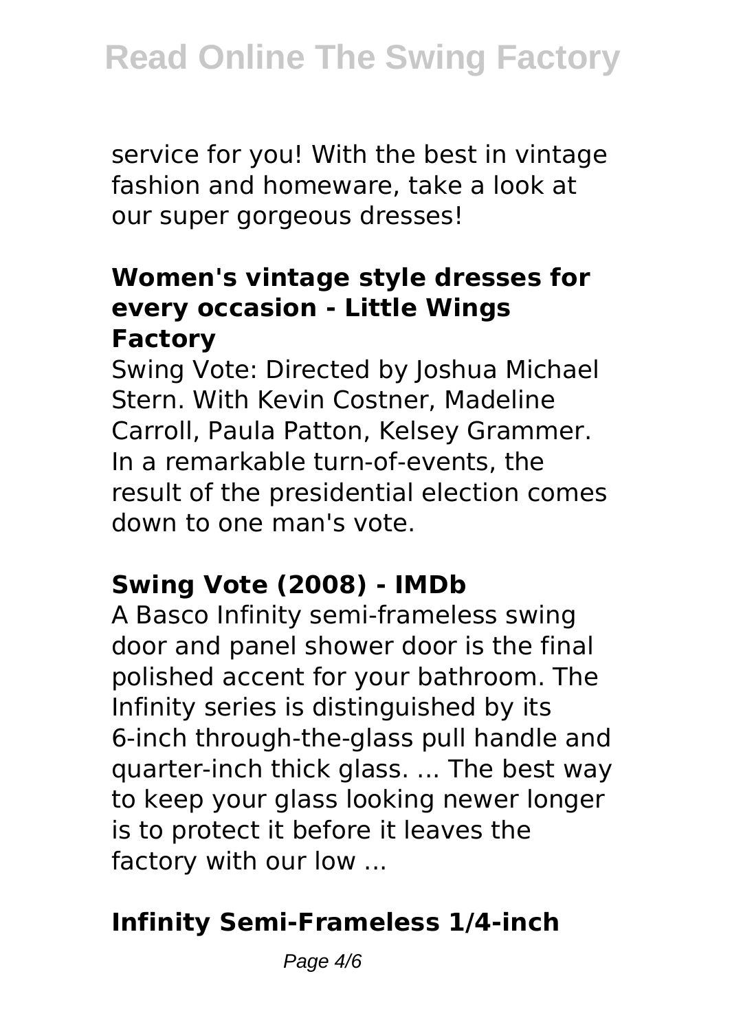service for you! With the best in vintage fashion and homeware, take a look at our super gorgeous dresses!

### Women's vintage style dresses for every occasion - Little Wings Factory

Swing Vote: Directed by Joshua Michael Stern. With Kevin Costner, Madeline Carroll, Paula Patton, Kelsey Grammer. In a remarkable turn-of-events, the result of the presidential election comes down to one man's vote.

### Swing Vote (2008) - IMDb

A Basco Infinity semi-frameless swing door and panel shower door is the final polished accent for your bathroom. The Infinity series is distinguished by its 6-inch through-the-glass pull handle and quarter-inch thick glass. ... The best way to keep your glass looking newer longer is to protect it before it leaves the factory with our low ...

### Infinity Semi-Frameless 1/4-inch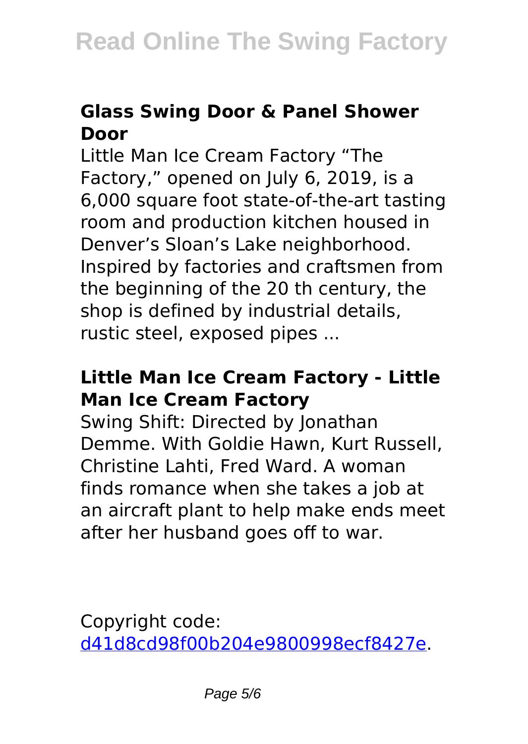### Glass Swing Door & Panel Shower Door

Little Man Ice Cream Factory "The Factory," opened on July 6, 2019, is a 6,000 square foot state-of-the-art tasting room and production kitchen housed in Denver's Sloan's Lake neighborhood. Inspired by factories and craftsmen from the beginning of the 20 th century, the shop is defined by industrial details, rustic steel, exposed pipes ...

### Little Man Ice Cream Factory - Little Man Ice Cream Factory

Swing Shift: Directed by Jonathan Demme. With Goldie Hawn, Kurt Russell, Christine Lahti, Fred Ward. A woman finds romance when she takes a job at an aircraft plant to help make ends meet after her husband goes off to war.

Copyright code: [d41d8cd98f00b204e9800998ecf8427e](d41d8cd98f00b204e9800998ecf8427e).